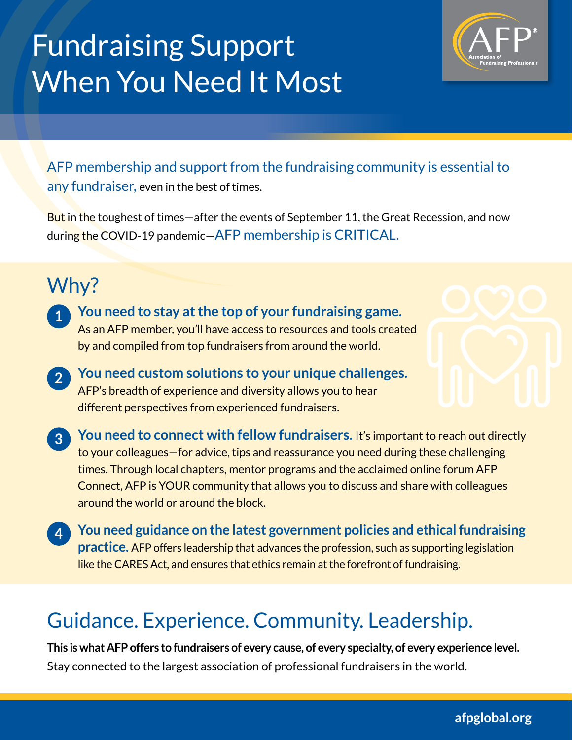# Fundraising Support When You Need It Most

AFP membership and support from the fundraising community is essential to any fundraiser, even in the best of times.

But in the toughest of times—after the events of September 11, the Great Recession, and now during the COVID-19 pandemic—AFP membership is CRITICAL.

## Why?

1. **You need to stay at the top of your fundraising game.** As an AFP member, you'll have access to resources and tools created by and compiled from top fundraisers from around the world.

2. **You need custom solutions to your unique challenges.** AFP's breadth of experience and diversity allows you to hear different perspectives from experienced fundraisers.

3. **You need to connect with fellow fundraisers.** It's important to reach out directly to your colleagues—for advice, tips and reassurance you need during these challenging times. Through local chapters, mentor programs and the acclaimed online forum AFP Connect, AFP is YOUR community that allows you to discuss and share with colleagues around the world or around the block.

4. **You need guidance on the latest government policies and ethical fundraising practice.** AFP offers leadership that advances the profession, such as supporting legislation like the CARES Act, and ensures that ethics remain at the forefront of fundraising.

## Guidance. Experience. Community. Leadership.

**This is what AFP offers to fundraisers of every cause, of every specialty, of every experience level.** Stay connected to the largest association of professional fundraisers in the world.

afpglobal.org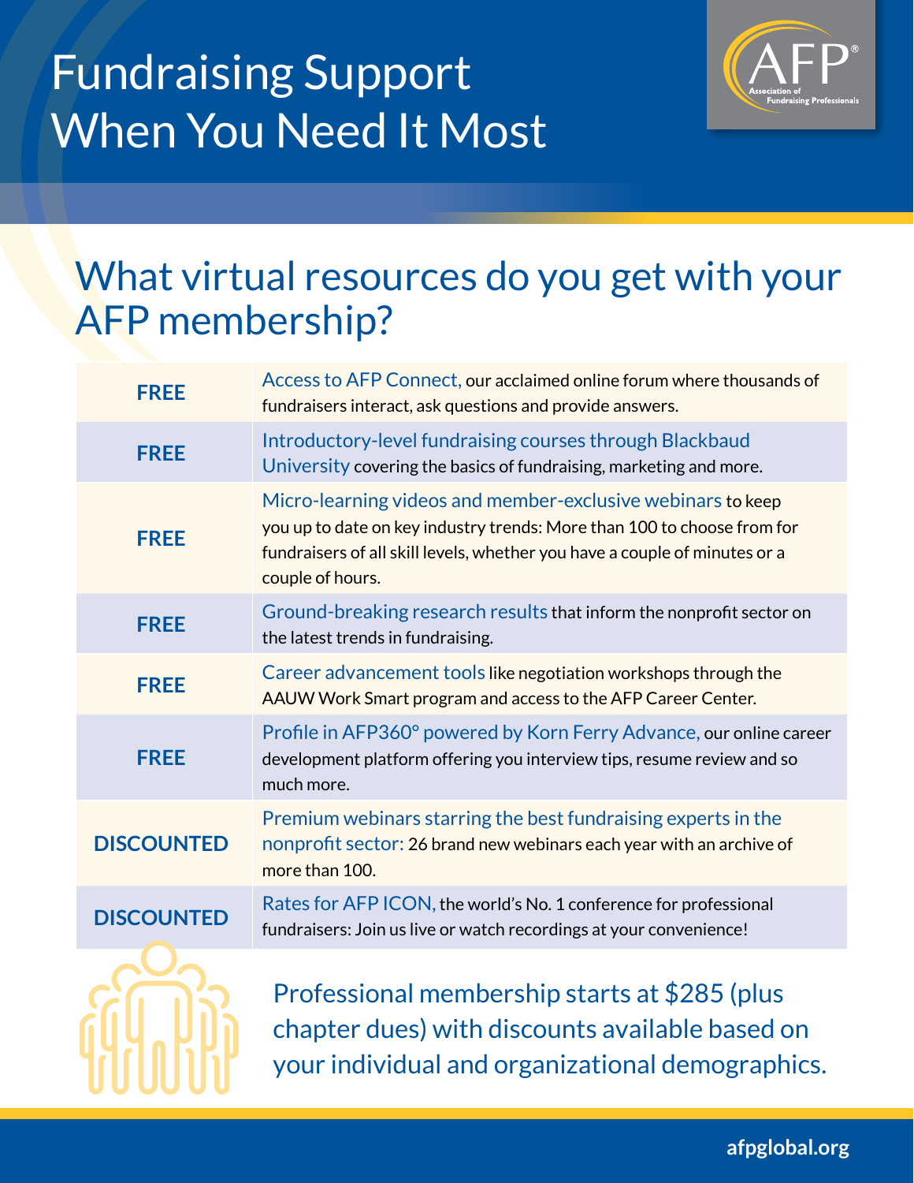# Fundraising Support When You Need It Most

AFP® Association of Fundraising Professionals

## What virtual resources do you get with your AFP membership?

| | |
|---|---|
| **FREE** | Access to AFP Connect, our acclaimed online forum where thousands of fundraisers interact, ask questions and provide answers. |
| **FREE** | Introductory-level fundraising courses through Blackbaud University covering the basics of fundraising, marketing and more. |
| **FREE** | Micro-learning videos and member-exclusive webinars to keep you up to date on key industry trends: More than 100 to choose from for fundraisers of all skill levels, whether you have a couple of minutes or a couple of hours. |
| **FREE** | Ground-breaking research results that inform the nonprofit sector on the latest trends in fundraising. |
| **FREE** | Career advancement tools like negotiation workshops through the AAUW Work Smart program and access to the AFP Career Center. |
| **FREE** | Profile in AFP360° powered by Korn Ferry Advance, our online career development platform offering you interview tips, resume review and so much more. |
| **DISCOUNTED** | Premium webinars starring the best fundraising experts in the nonprofit sector: 26 brand new webinars each year with an archive of more than 100. |
| **DISCOUNTED** | Rates for AFP ICON, the world's No. 1 conference for professional fundraisers: Join us live or watch recordings at your convenience! |

Professional membership starts at $285 (plus chapter dues) with discounts available based on your individual and organizational demographics.

**afpglobal.org**